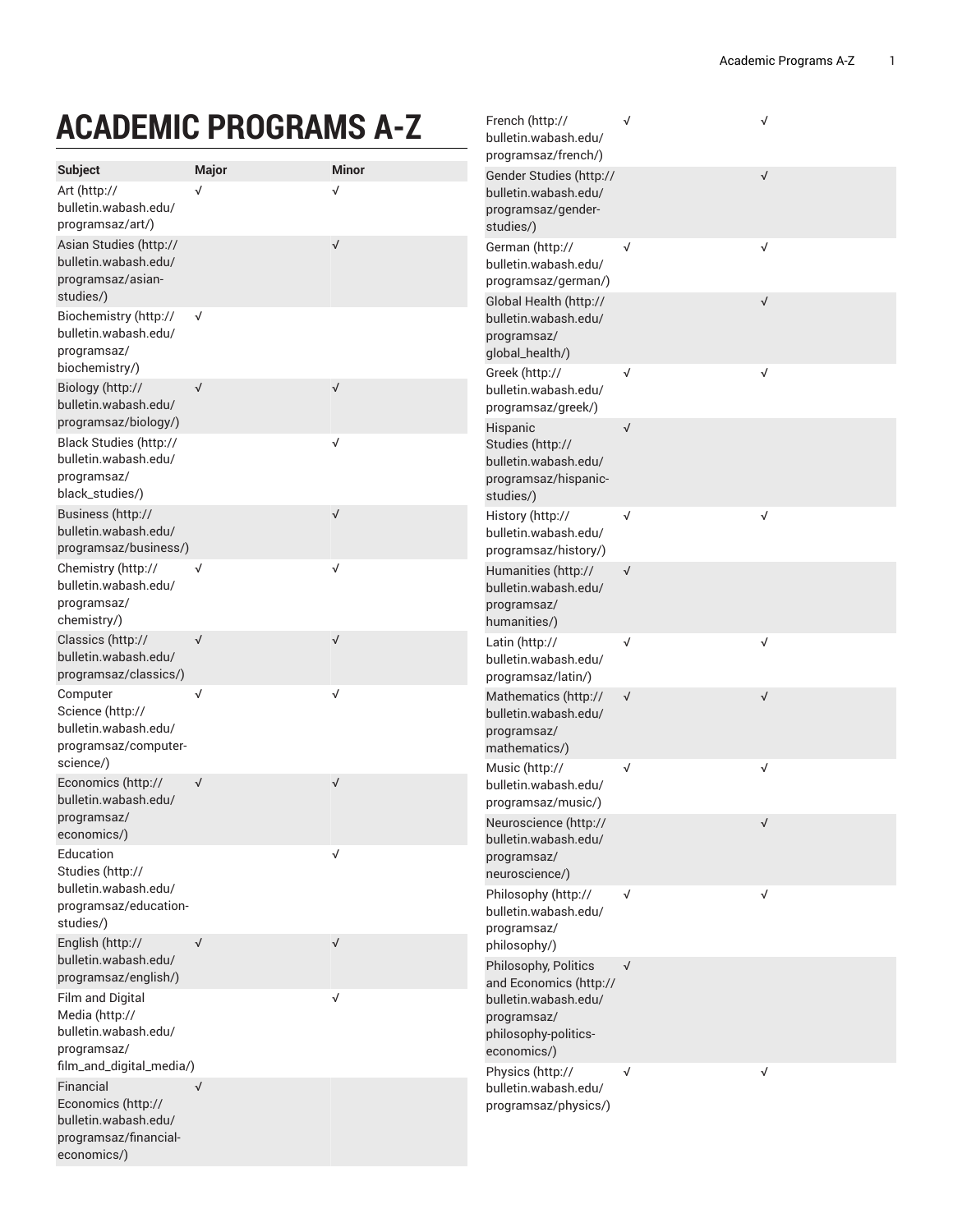# ACADEMIC PROGRAMS A-Z

| Subject | Major | Minor |
| --- | --- | --- |
| Art (http://bulletin.wabash.edu/programsaz/art/) | √ | √ |
| Asian Studies (http://bulletin.wabash.edu/programsaz/asian-studies/) | | √ |
| Biochemistry (http://bulletin.wabash.edu/programsaz/biochemistry/) | √ | |
| Biology (http://bulletin.wabash.edu/programsaz/biology/) | √ | √ |
| Black Studies (http://bulletin.wabash.edu/programsaz/black_studies/) | | √ |
| Business (http://bulletin.wabash.edu/programsaz/business/) | | √ |
| Chemistry (http://bulletin.wabash.edu/programsaz/chemistry/) | √ | √ |
| Classics (http://bulletin.wabash.edu/programsaz/classics/) | √ | √ |
| Computer Science (http://bulletin.wabash.edu/programsaz/computer-science/) | √ | √ |
| Economics (http://bulletin.wabash.edu/programsaz/economics/) | √ | √ |
| Education Studies (http://bulletin.wabash.edu/programsaz/education-studies/) | | √ |
| English (http://bulletin.wabash.edu/programsaz/english/) | √ | √ |
| Film and Digital Media (http://bulletin.wabash.edu/programsaz/film_and_digital_media/) | | √ |
| Financial Economics (http://bulletin.wabash.edu/programsaz/financial-economics/) | √ | |
| French (http://bulletin.wabash.edu/programsaz/french/) | √ | √ |
| Gender Studies (http://bulletin.wabash.edu/programsaz/gender-studies/) | | √ |
| German (http://bulletin.wabash.edu/programsaz/german/) | √ | √ |
| Global Health (http://bulletin.wabash.edu/programsaz/global_health/) | | √ |
| Greek (http://bulletin.wabash.edu/programsaz/greek/) | √ | √ |
| Hispanic Studies (http://bulletin.wabash.edu/programsaz/hispanic-studies/) | √ | |
| History (http://bulletin.wabash.edu/programsaz/history/) | √ | √ |
| Humanities (http://bulletin.wabash.edu/programsaz/humanities/) | √ | |
| Latin (http://bulletin.wabash.edu/programsaz/latin/) | √ | √ |
| Mathematics (http://bulletin.wabash.edu/programsaz/mathematics/) | √ | √ |
| Music (http://bulletin.wabash.edu/programsaz/music/) | √ | √ |
| Neuroscience (http://bulletin.wabash.edu/programsaz/neuroscience/) | | √ |
| Philosophy (http://bulletin.wabash.edu/programsaz/philosophy/) | √ | √ |
| Philosophy, Politics and Economics (http://bulletin.wabash.edu/programsaz/philosophy-politics-economics/) | √ | |
| Physics (http://bulletin.wabash.edu/programsaz/physics/) | √ | √ |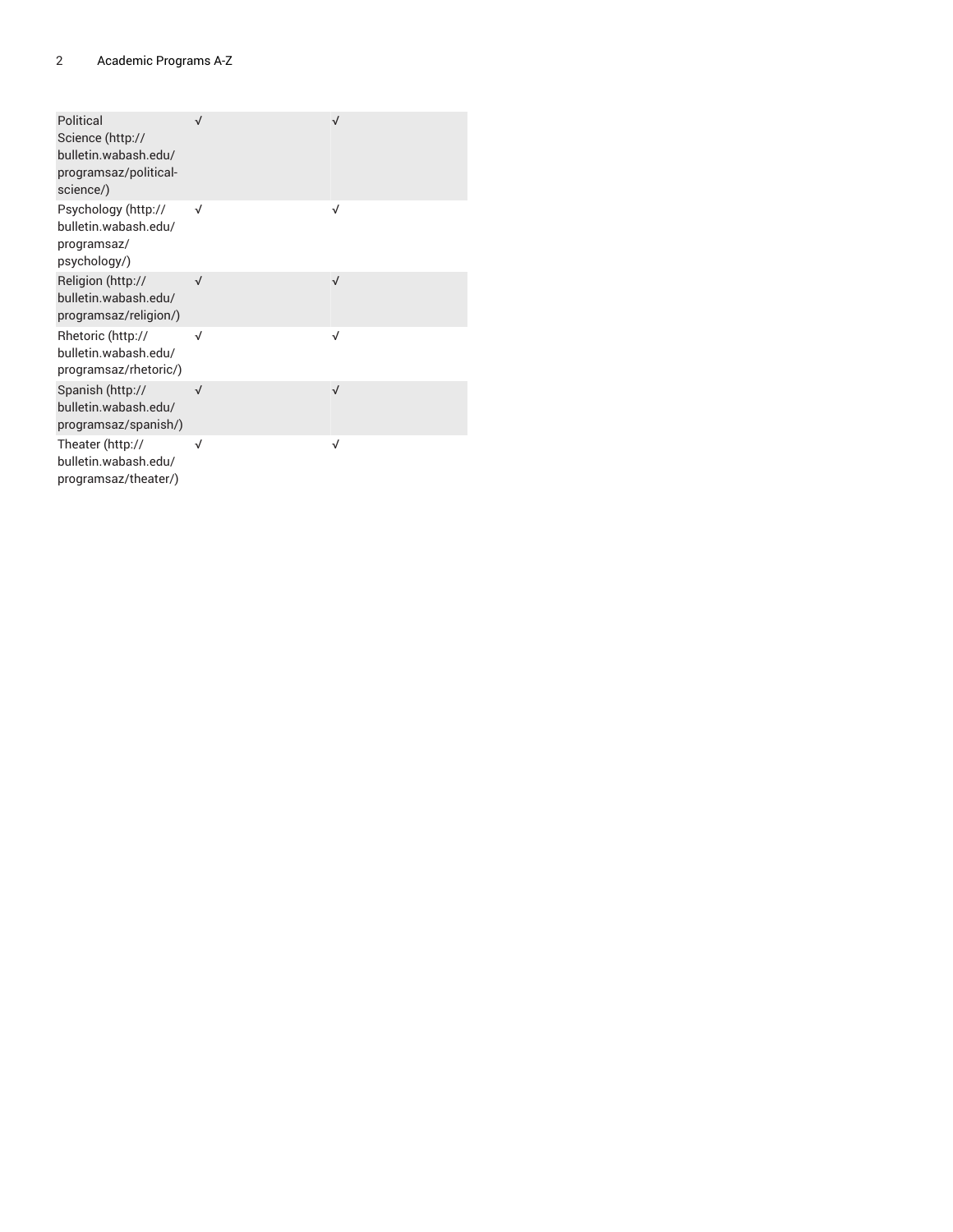| | | |
|---|---|---|
| Political Science (http://bulletin.wabash.edu/programsaz/political-science/) | √ | √ |
| Psychology (http://bulletin.wabash.edu/programsaz/psychology/) | √ | √ |
| Religion (http://bulletin.wabash.edu/programsaz/religion/) | √ | √ |
| Rhetoric (http://bulletin.wabash.edu/programsaz/rhetoric/) | √ | √ |
| Spanish (http://bulletin.wabash.edu/programsaz/spanish/) | √ | √ |
| Theater (http://bulletin.wabash.edu/programsaz/theater/) | √ | √ |